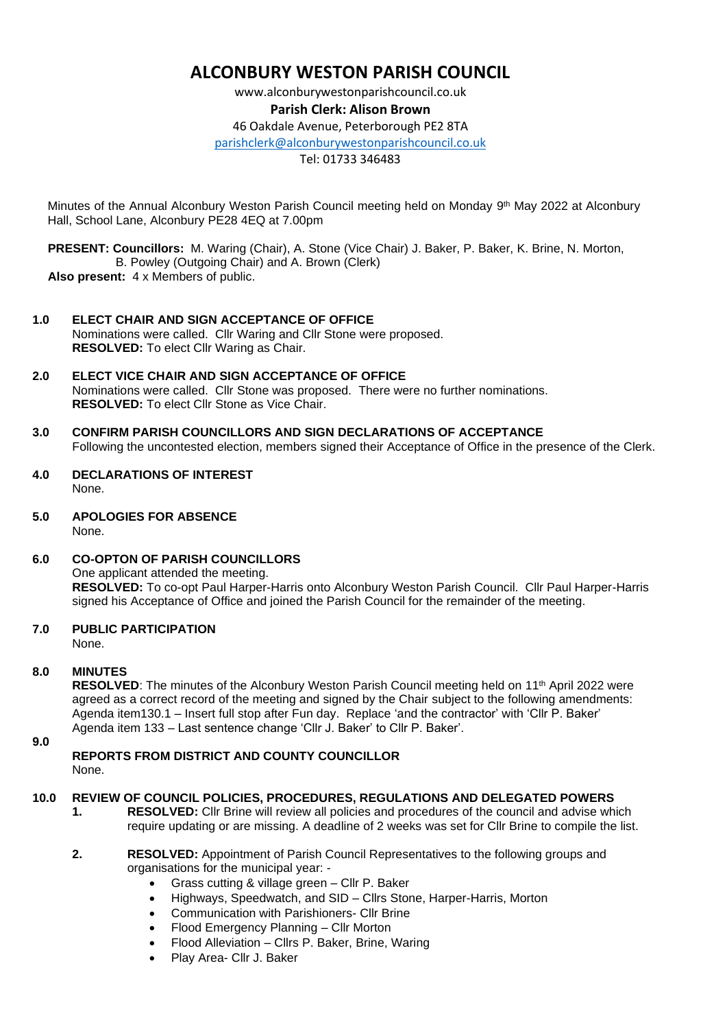# ALCONBURY WESTON PARISH COUNCIL

www.alconburywestonparishcouncil.co.uk

**Parish Clerk: Alison Brown**

46 Oakdale Avenue, Peterborough PE2 8TA

parishclerk@alconburywestonparishcouncil.co.uk

Tel: 01733 346483

Minutes of the Annual Alconbury Weston Parish Council meeting held on Monday 9th May 2022 at Alconbury Hall, School Lane, Alconbury PE28 4EQ at 7.00pm

**PRESENT: Councillors:** M. Waring (Chair), A. Stone (Vice Chair) J. Baker, P. Baker, K. Brine, N. Morton, B. Powley (Outgoing Chair) and A. Brown (Clerk)

**Also present:** 4 x Members of public.

**1.0 ELECT CHAIR AND SIGN ACCEPTANCE OF OFFICE**

Nominations were called. Cllr Waring and Cllr Stone were proposed.

**RESOLVED:** To elect Cllr Waring as Chair.

**2.0 ELECT VICE CHAIR AND SIGN ACCEPTANCE OF OFFICE**

Nominations were called. Cllr Stone was proposed. There were no further nominations.

**RESOLVED:** To elect Cllr Stone as Vice Chair.

**3.0 CONFIRM PARISH COUNCILLORS AND SIGN DECLARATIONS OF ACCEPTANCE**

Following the uncontested election, members signed their Acceptance of Office in the presence of the Clerk.

**4.0 DECLARATIONS OF INTEREST**

None.

**5.0 APOLOGIES FOR ABSENCE**

None.

**6.0 CO-OPTON OF PARISH COUNCILLORS**

One applicant attended the meeting.

**RESOLVED:** To co-opt Paul Harper-Harris onto Alconbury Weston Parish Council. Cllr Paul Harper-Harris signed his Acceptance of Office and joined the Parish Council for the remainder of the meeting.

**7.0 PUBLIC PARTICIPATION**

None.

**8.0 MINUTES**

**RESOLVED**: The minutes of the Alconbury Weston Parish Council meeting held on 11th April 2022 were agreed as a correct record of the meeting and signed by the Chair subject to the following amendments: Agenda item130.1 – Insert full stop after Fun day. Replace 'and the contractor' with 'Cllr P. Baker' Agenda item 133 – Last sentence change 'Cllr J. Baker' to Cllr P. Baker'.

**9.0**

**REPORTS FROM DISTRICT AND COUNTY COUNCILLOR**

None.

**10.0 REVIEW OF COUNCIL POLICIES, PROCEDURES, REGULATIONS AND DELEGATED POWERS**

1. **RESOLVED:** Cllr Brine will review all policies and procedures of the council and advise which require updating or are missing. A deadline of 2 weeks was set for Cllr Brine to compile the list.

2. **RESOLVED:** Appointment of Parish Council Representatives to the following groups and organisations for the municipal year: -
   - Grass cutting & village green – Cllr P. Baker
   - Highways, Speedwatch, and SID – Cllrs Stone, Harper-Harris, Morton
   - Communication with Parishioners- Cllr Brine
   - Flood Emergency Planning – Cllr Morton
   - Flood Alleviation – Cllrs P. Baker, Brine, Waring
   - Play Area- Cllr J. Baker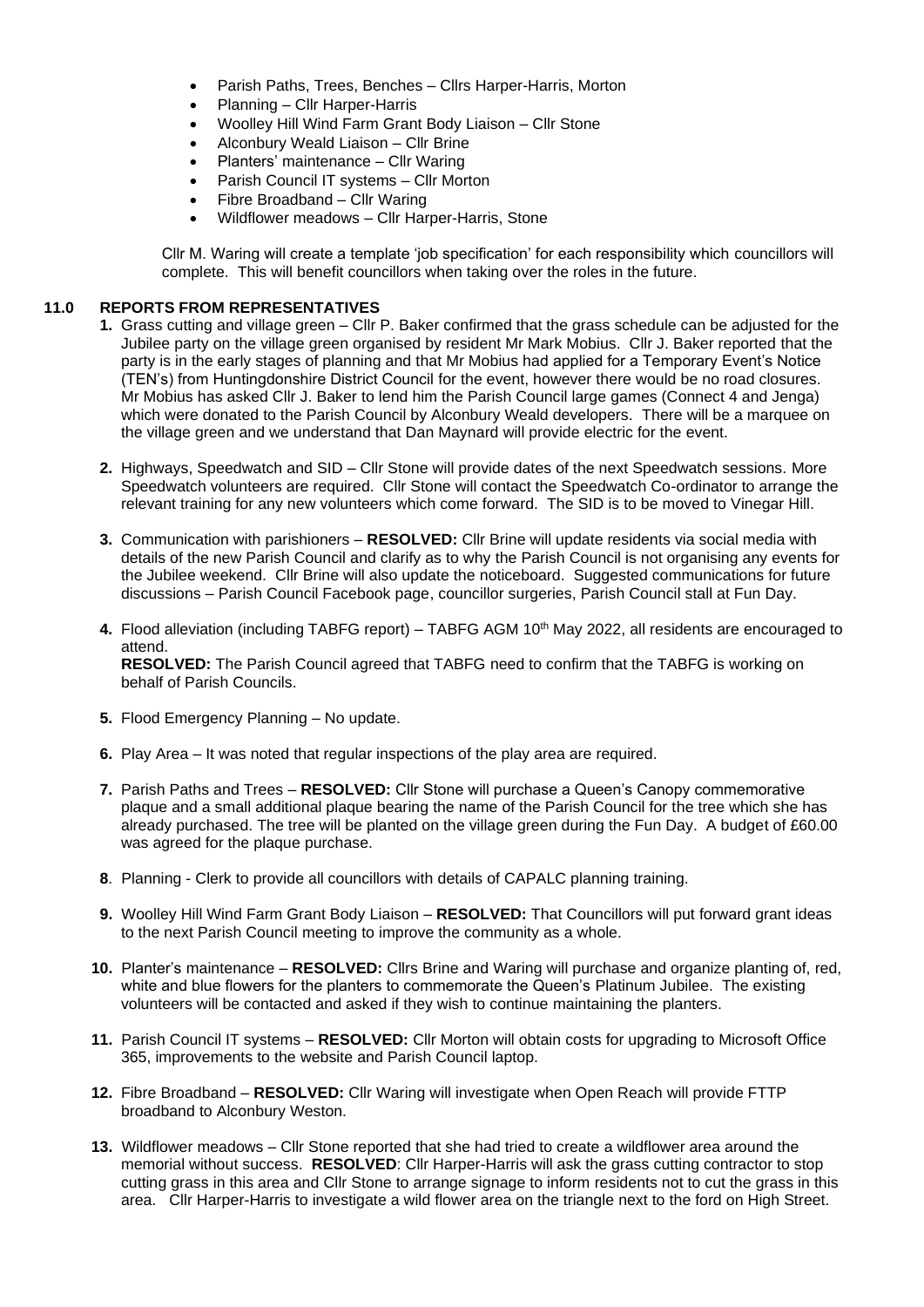- Parish Paths, Trees, Benches – Cllrs Harper-Harris, Morton
- Planning – Cllr Harper-Harris
- Woolley Hill Wind Farm Grant Body Liaison – Cllr Stone
- Alconbury Weald Liaison – Cllr Brine
- Planters' maintenance – Cllr Waring
- Parish Council IT systems – Cllr Morton
- Fibre Broadband – Cllr Waring
- Wildflower meadows – Cllr Harper-Harris, Stone

Cllr M. Waring will create a template 'job specification' for each responsibility which councillors will complete. This will benefit councillors when taking over the roles in the future.

## 11.0 REPORTS FROM REPRESENTATIVES

1. Grass cutting and village green – Cllr P. Baker confirmed that the grass schedule can be adjusted for the Jubilee party on the village green organised by resident Mr Mark Mobius. Cllr J. Baker reported that the party is in the early stages of planning and that Mr Mobius had applied for a Temporary Event's Notice (TEN's) from Huntingdonshire District Council for the event, however there would be no road closures. Mr Mobius has asked Cllr J. Baker to lend him the Parish Council large games (Connect 4 and Jenga) which were donated to the Parish Council by Alconbury Weald developers. There will be a marquee on the village green and we understand that Dan Maynard will provide electric for the event.

2. Highways, Speedwatch and SID – Cllr Stone will provide dates of the next Speedwatch sessions. More Speedwatch volunteers are required. Cllr Stone will contact the Speedwatch Co-ordinator to arrange the relevant training for any new volunteers which come forward. The SID is to be moved to Vinegar Hill.

3. Communication with parishioners – **RESOLVED:** Cllr Brine will update residents via social media with details of the new Parish Council and clarify as to why the Parish Council is not organising any events for the Jubilee weekend. Cllr Brine will also update the noticeboard. Suggested communications for future discussions – Parish Council Facebook page, councillor surgeries, Parish Council stall at Fun Day.

4. Flood alleviation (including TABFG report) – TABFG AGM 10th May 2022, all residents are encouraged to attend.
   **RESOLVED:** The Parish Council agreed that TABFG need to confirm that the TABFG is working on behalf of Parish Councils.

5. Flood Emergency Planning – No update.

6. Play Area – It was noted that regular inspections of the play area are required.

7. Parish Paths and Trees – **RESOLVED:** Cllr Stone will purchase a Queen's Canopy commemorative plaque and a small additional plaque bearing the name of the Parish Council for the tree which she has already purchased. The tree will be planted on the village green during the Fun Day. A budget of £60.00 was agreed for the plaque purchase.

8. Planning - Clerk to provide all councillors with details of CAPALC planning training.

9. Woolley Hill Wind Farm Grant Body Liaison – **RESOLVED:** That Councillors will put forward grant ideas to the next Parish Council meeting to improve the community as a whole.

10. Planter's maintenance – **RESOLVED:** Cllrs Brine and Waring will purchase and organize planting of, red, white and blue flowers for the planters to commemorate the Queen's Platinum Jubilee. The existing volunteers will be contacted and asked if they wish to continue maintaining the planters.

11. Parish Council IT systems – **RESOLVED:** Cllr Morton will obtain costs for upgrading to Microsoft Office 365, improvements to the website and Parish Council laptop.

12. Fibre Broadband – **RESOLVED:** Cllr Waring will investigate when Open Reach will provide FTTP broadband to Alconbury Weston.

13. Wildflower meadows – Cllr Stone reported that she had tried to create a wildflower area around the memorial without success. **RESOLVED**: Cllr Harper-Harris will ask the grass cutting contractor to stop cutting grass in this area and Cllr Stone to arrange signage to inform residents not to cut the grass in this area. Cllr Harper-Harris to investigate a wild flower area on the triangle next to the ford on High Street.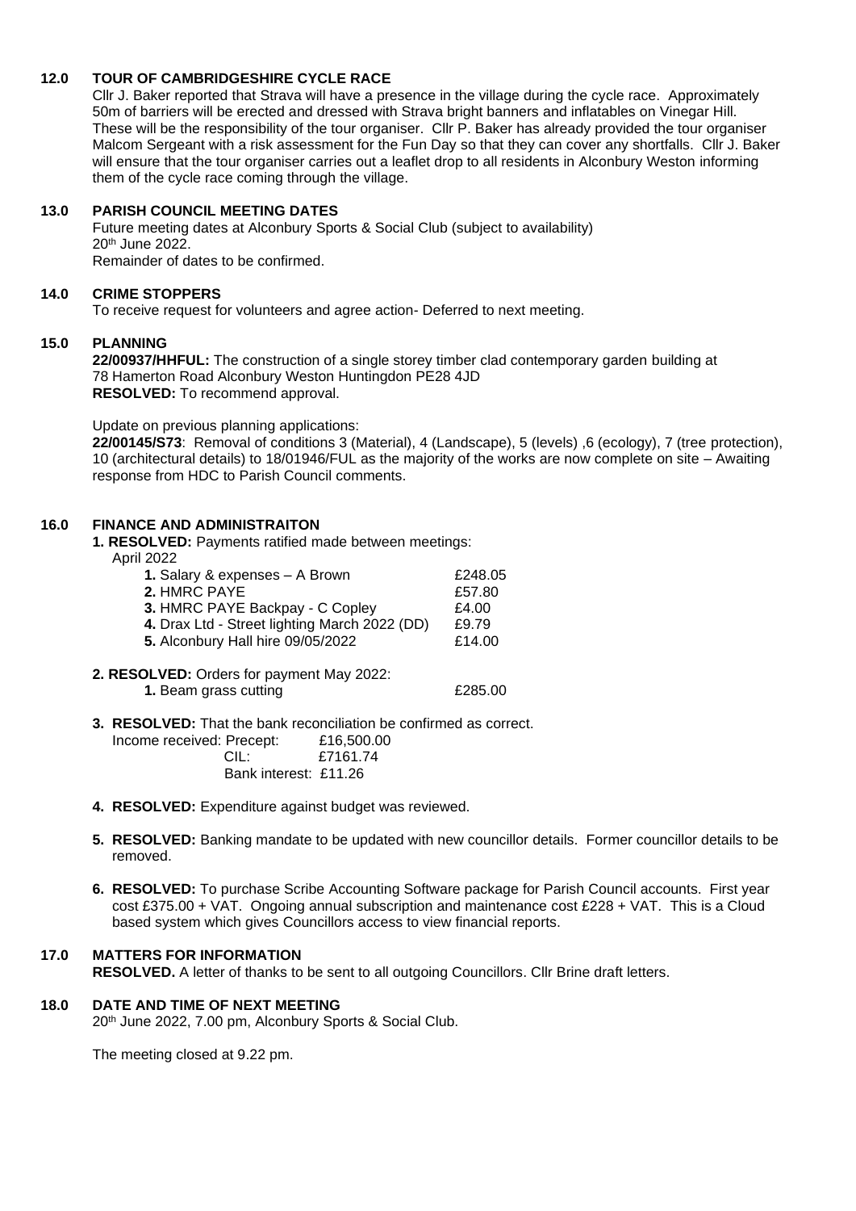## 12.0 TOUR OF CAMBRIDGESHIRE CYCLE RACE

Cllr J. Baker reported that Strava will have a presence in the village during the cycle race. Approximately 50m of barriers will be erected and dressed with Strava bright banners and inflatables on Vinegar Hill. These will be the responsibility of the tour organiser. Cllr P. Baker has already provided the tour organiser Malcom Sergeant with a risk assessment for the Fun Day so that they can cover any shortfalls. Cllr J. Baker will ensure that the tour organiser carries out a leaflet drop to all residents in Alconbury Weston informing them of the cycle race coming through the village.

## 13.0 PARISH COUNCIL MEETING DATES

Future meeting dates at Alconbury Sports & Social Club (subject to availability)
20th June 2022.
Remainder of dates to be confirmed.

## 14.0 CRIME STOPPERS

To receive request for volunteers and agree action- Deferred to next meeting.

## 15.0 PLANNING

**22/00937/HHFUL:** The construction of a single storey timber clad contemporary garden building at 78 Hamerton Road Alconbury Weston Huntingdon PE28 4JD
**RESOLVED:** To recommend approval.

Update on previous planning applications:
**22/00145/S73**: Removal of conditions 3 (Material), 4 (Landscape), 5 (levels) ,6 (ecology), 7 (tree protection), 10 (architectural details) to 18/01946/FUL as the majority of the works are now complete on site – Awaiting response from HDC to Parish Council comments.

## 16.0 FINANCE AND ADMINISTRAITON

**1. RESOLVED:** Payments ratified made between meetings:
April 2022

| | |
|---|---|
| **1.** Salary & expenses – A Brown | £248.05 |
| **2.** HMRC PAYE | £57.80 |
| **3.** HMRC PAYE Backpay - C Copley | £4.00 |
| **4.** Drax Ltd - Street lighting March 2022 (DD) | £9.79 |
| **5.** Alconbury Hall hire 09/05/2022 | £14.00 |

**2. RESOLVED:** Orders for payment May 2022:

| | |
|---|---|
| **1.** Beam grass cutting | £285.00 |

**3. RESOLVED:** That the bank reconciliation be confirmed as correct.

| | |
|---|---|
| Income received: Precept: | £16,500.00 |
| CIL: | £7161.74 |
| Bank interest: | £11.26 |

**4. RESOLVED:** Expenditure against budget was reviewed.

**5. RESOLVED:** Banking mandate to be updated with new councillor details. Former councillor details to be removed.

**6. RESOLVED:** To purchase Scribe Accounting Software package for Parish Council accounts. First year cost £375.00 + VAT. Ongoing annual subscription and maintenance cost £228 + VAT. This is a Cloud based system which gives Councillors access to view financial reports.

## 17.0 MATTERS FOR INFORMATION

**RESOLVED.** A letter of thanks to be sent to all outgoing Councillors. Cllr Brine draft letters.

## 18.0 DATE AND TIME OF NEXT MEETING

20th June 2022, 7.00 pm, Alconbury Sports & Social Club.

The meeting closed at 9.22 pm.